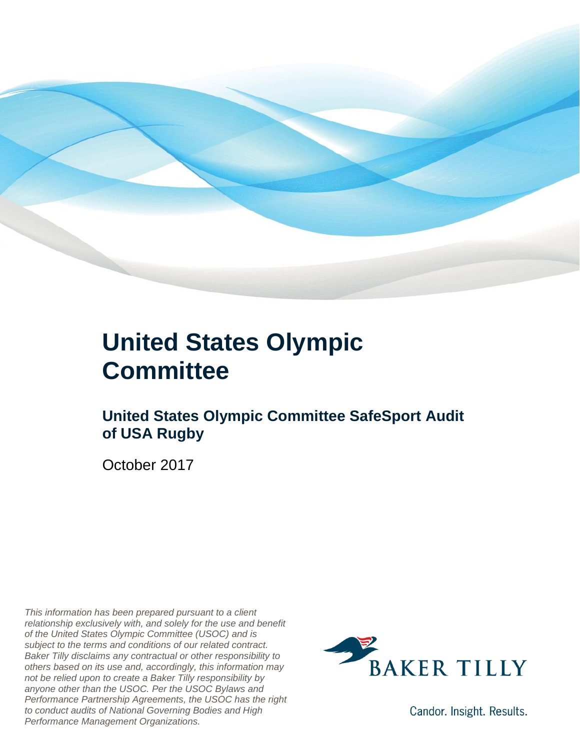# United States Olympic Committee

## United States Olympic Committee SafeSport Audit of USA Rugby

October 2017

*This information has been prepared pursuant to a client relationship exclusively with, and solely for the use and benefit of the United States Olympic Committee (USOC) and is subject to the terms and conditions of our related contract. Baker Tilly disclaims any contractual or other responsibility to others based on its use and, accordingly, this information may not be relied upon to create a Baker Tilly responsibility by anyone other than the USOC. Per the USOC Bylaws and Performance Partnership Agreements, the USOC has the right to conduct audits of National Governing Bodies and High Performance Management Organizations.*

BAKER TILLY

Candor. Insight. Results.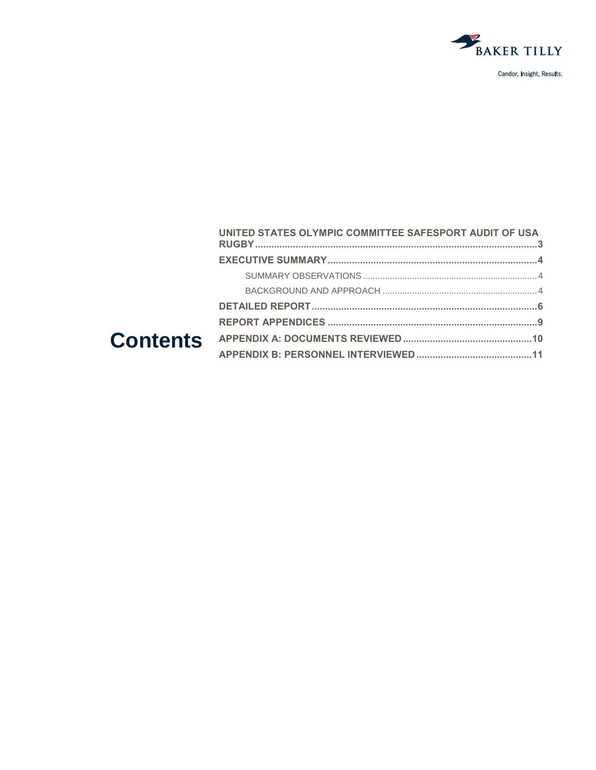# Contents

- **UNITED STATES OLYMPIC COMMITTEE SAFESPORT AUDIT OF USA RUGBY** .......... 3
- **EXECUTIVE SUMMARY** .......... 4
  - SUMMARY OBSERVATIONS .......... 4
  - BACKGROUND AND APPROACH .......... 4
- **DETAILED REPORT** .......... 6
- **REPORT APPENDICES** .......... 9
- **APPENDIX A: DOCUMENTS REVIEWED** .......... 10
- **APPENDIX B: PERSONNEL INTERVIEWED** .......... 11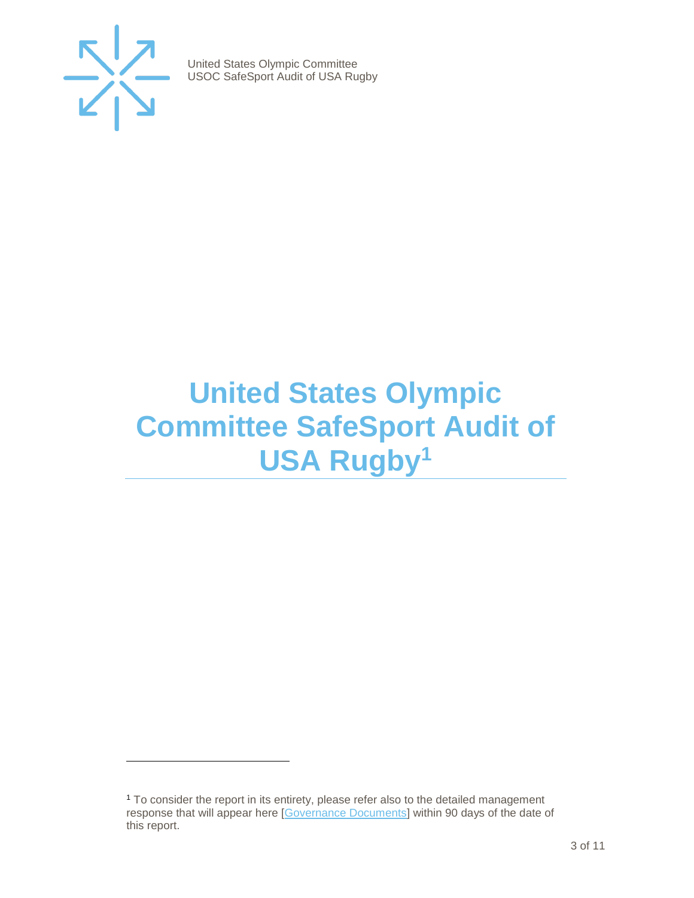# United States Olympic Committee SafeSport Audit of USA Rugby[1]

[1] To consider the report in its entirety, please refer also to the detailed management response that will appear here [[Governance Documents](Governance Documents)] within 90 days of the date of this report.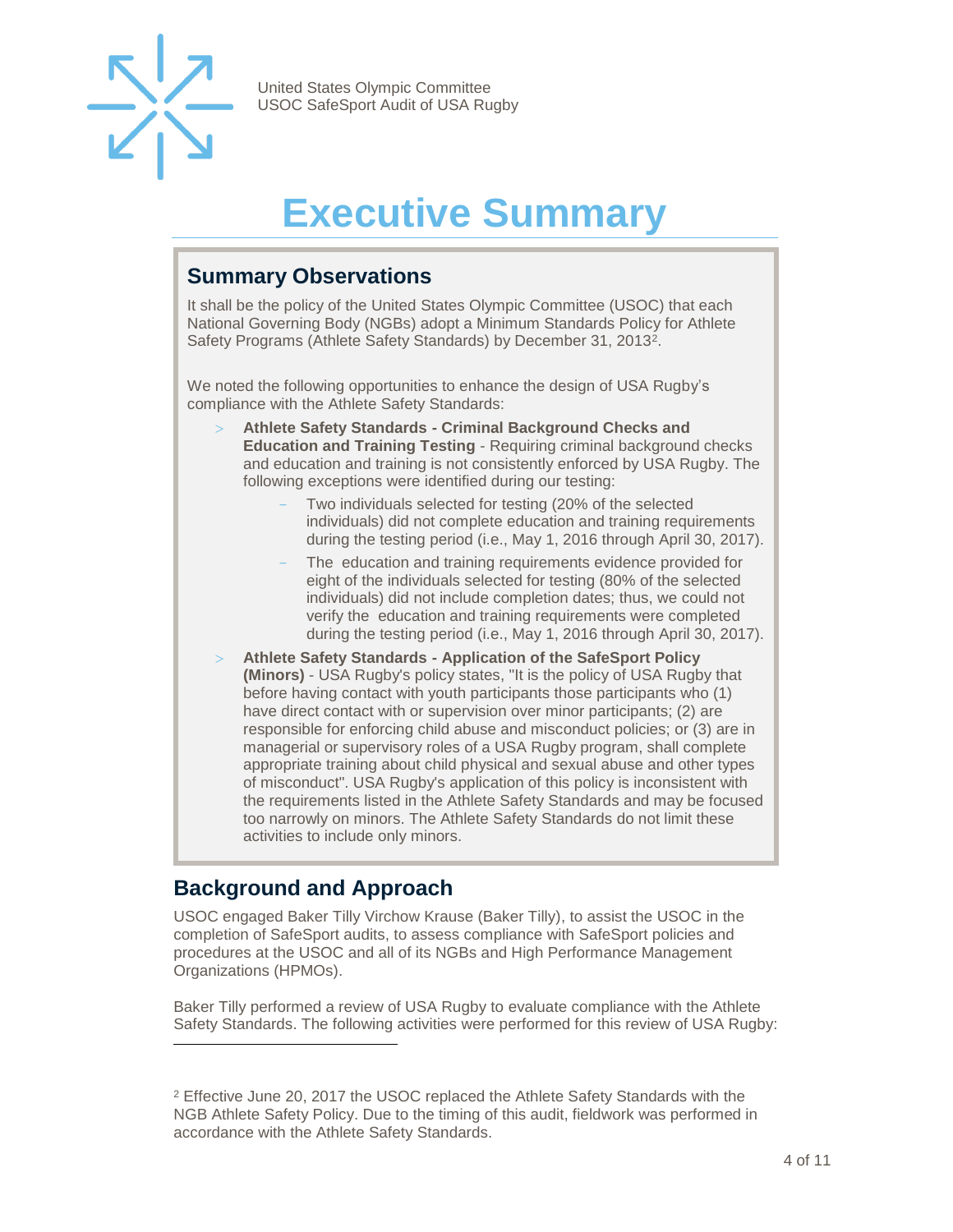# Executive Summary

## Summary Observations

It shall be the policy of the United States Olympic Committee (USOC) that each National Governing Body (NGBs) adopt a Minimum Standards Policy for Athlete Safety Programs (Athlete Safety Standards) by December 31, 2013[2].

We noted the following opportunities to enhance the design of USA Rugby's compliance with the Athlete Safety Standards:

- **Athlete Safety Standards - Criminal Background Checks and Education and Training Testing** - Requiring criminal background checks and education and training is not consistently enforced by USA Rugby. The following exceptions were identified during our testing:
  - Two individuals selected for testing (20% of the selected individuals) did not complete education and training requirements during the testing period (i.e., May 1, 2016 through April 30, 2017).
  - The education and training requirements evidence provided for eight of the individuals selected for testing (80% of the selected individuals) did not include completion dates; thus, we could not verify the education and training requirements were completed during the testing period (i.e., May 1, 2016 through April 30, 2017).
- **Athlete Safety Standards - Application of the SafeSport Policy (Minors)** - USA Rugby's policy states, "It is the policy of USA Rugby that before having contact with youth participants those participants who (1) have direct contact with or supervision over minor participants; (2) are responsible for enforcing child abuse and misconduct policies; or (3) are in managerial or supervisory roles of a USA Rugby program, shall complete appropriate training about child physical and sexual abuse and other types of misconduct". USA Rugby's application of this policy is inconsistent with the requirements listed in the Athlete Safety Standards and may be focused too narrowly on minors. The Athlete Safety Standards do not limit these activities to include only minors.

## Background and Approach

USOC engaged Baker Tilly Virchow Krause (Baker Tilly), to assist the USOC in the completion of SafeSport audits, to assess compliance with SafeSport policies and procedures at the USOC and all of its NGBs and High Performance Management Organizations (HPMOs).

Baker Tilly performed a review of USA Rugby to evaluate compliance with the Athlete Safety Standards. The following activities were performed for this review of USA Rugby:

---

[2] Effective June 20, 2017 the USOC replaced the Athlete Safety Standards with the NGB Athlete Safety Policy. Due to the timing of this audit, fieldwork was performed in accordance with the Athlete Safety Standards.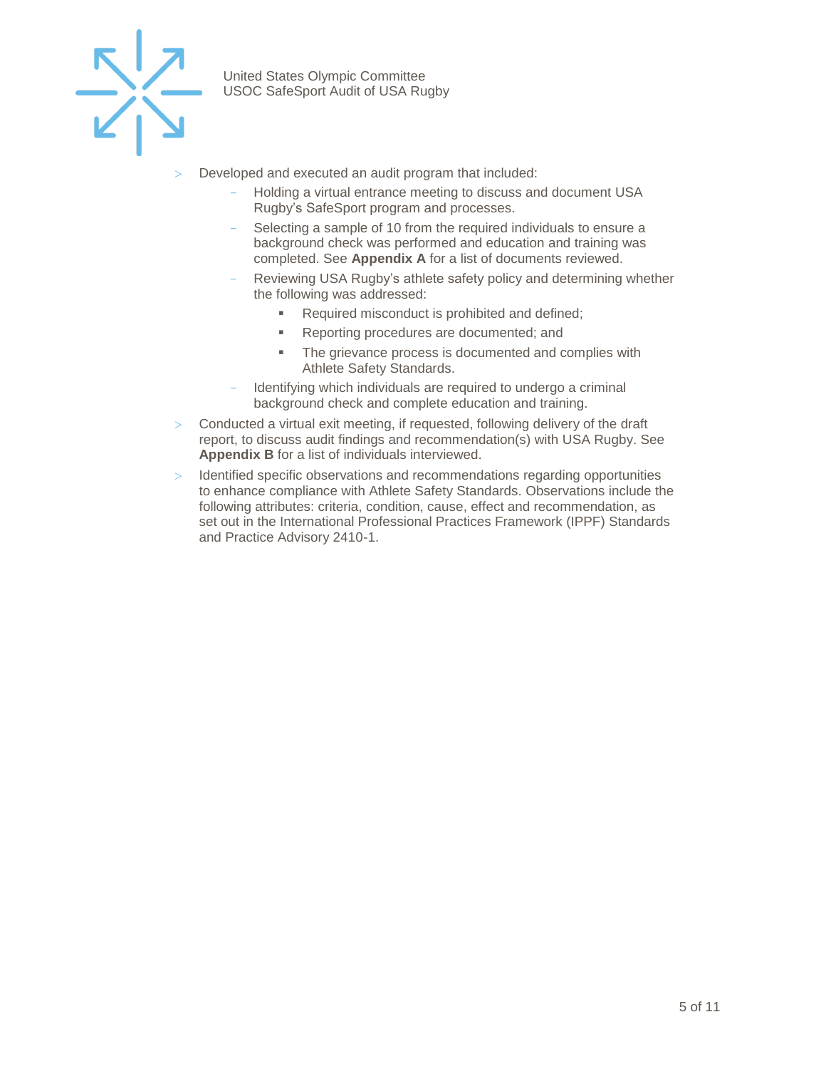- Developed and executed an audit program that included:
  - Holding a virtual entrance meeting to discuss and document USA Rugby's SafeSport program and processes.
  - Selecting a sample of 10 from the required individuals to ensure a background check was performed and education and training was completed. See **Appendix A** for a list of documents reviewed.
  - Reviewing USA Rugby's athlete safety policy and determining whether the following was addressed:
    - Required misconduct is prohibited and defined;
    - Reporting procedures are documented; and
    - The grievance process is documented and complies with Athlete Safety Standards.
  - Identifying which individuals are required to undergo a criminal background check and complete education and training.
- Conducted a virtual exit meeting, if requested, following delivery of the draft report, to discuss audit findings and recommendation(s) with USA Rugby. See **Appendix B** for a list of individuals interviewed.
- Identified specific observations and recommendations regarding opportunities to enhance compliance with Athlete Safety Standards. Observations include the following attributes: criteria, condition, cause, effect and recommendation, as set out in the International Professional Practices Framework (IPPF) Standards and Practice Advisory 2410-1.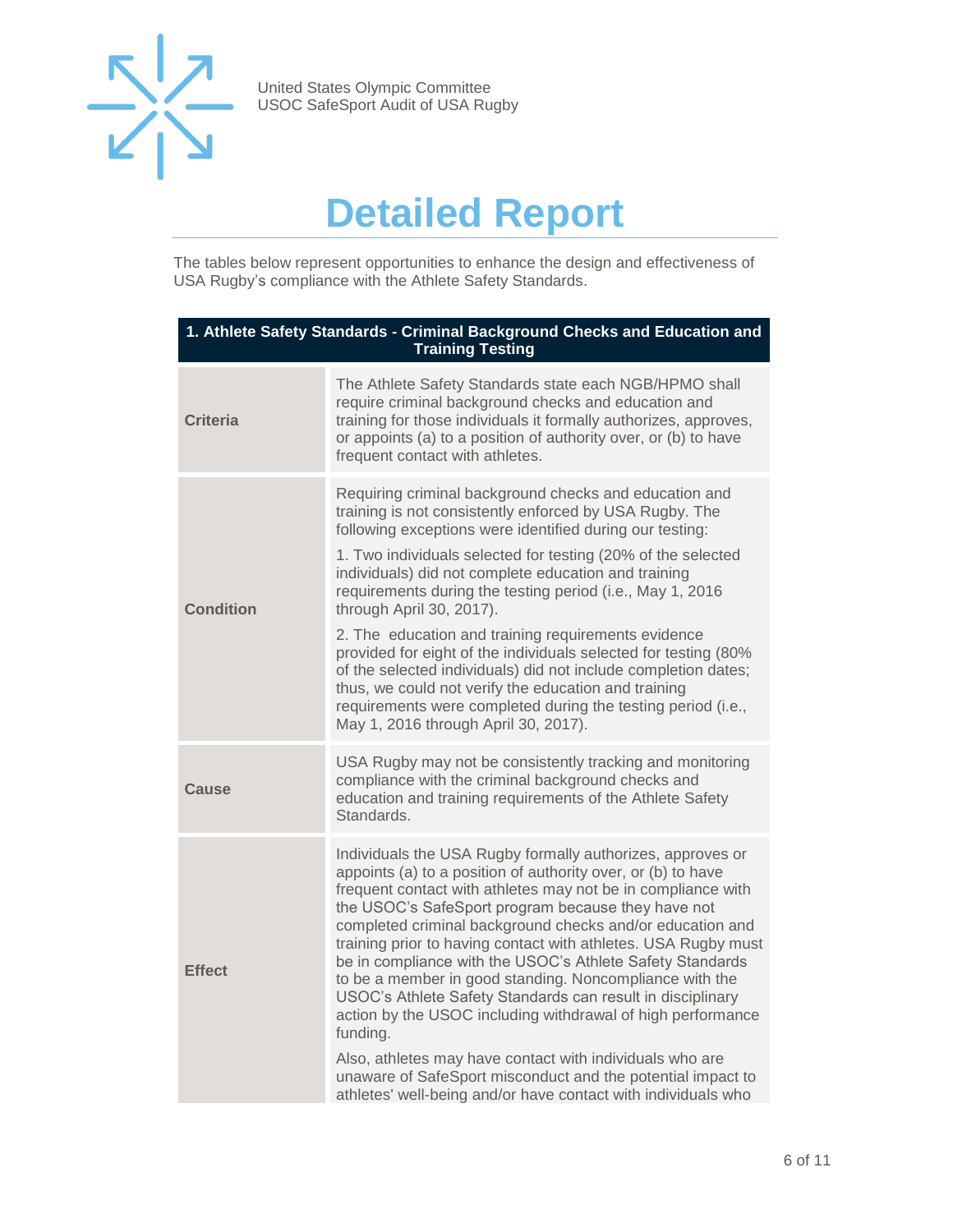# Detailed Report

The tables below represent opportunities to enhance the design and effectiveness of USA Rugby's compliance with the Athlete Safety Standards.

| 1. Athlete Safety Standards - Criminal Background Checks and Education and Training Testing | |
|---|---|
| **Criteria** | The Athlete Safety Standards state each NGB/HPMO shall require criminal background checks and education and training for those individuals it formally authorizes, approves, or appoints (a) to a position of authority over, or (b) to have frequent contact with athletes. |
| **Condition** | Requiring criminal background checks and education and training is not consistently enforced by USA Rugby. The following exceptions were identified during our testing:<br><br>1. Two individuals selected for testing (20% of the selected individuals) did not complete education and training requirements during the testing period (i.e., May 1, 2016 through April 30, 2017).<br><br>2. The education and training requirements evidence provided for eight of the individuals selected for testing (80% of the selected individuals) did not include completion dates; thus, we could not verify the education and training requirements were completed during the testing period (i.e., May 1, 2016 through April 30, 2017). |
| **Cause** | USA Rugby may not be consistently tracking and monitoring compliance with the criminal background checks and education and training requirements of the Athlete Safety Standards. |
| **Effect** | Individuals the USA Rugby formally authorizes, approves or appoints (a) to a position of authority over, or (b) to have frequent contact with athletes may not be in compliance with the USOC's SafeSport program because they have not completed criminal background checks and/or education and training prior to having contact with athletes. USA Rugby must be in compliance with the USOC's Athlete Safety Standards to be a member in good standing. Noncompliance with the USOC's Athlete Safety Standards can result in disciplinary action by the USOC including withdrawal of high performance funding.<br><br>Also, athletes may have contact with individuals who are unaware of SafeSport misconduct and the potential impact to athletes' well-being and/or have contact with individuals who |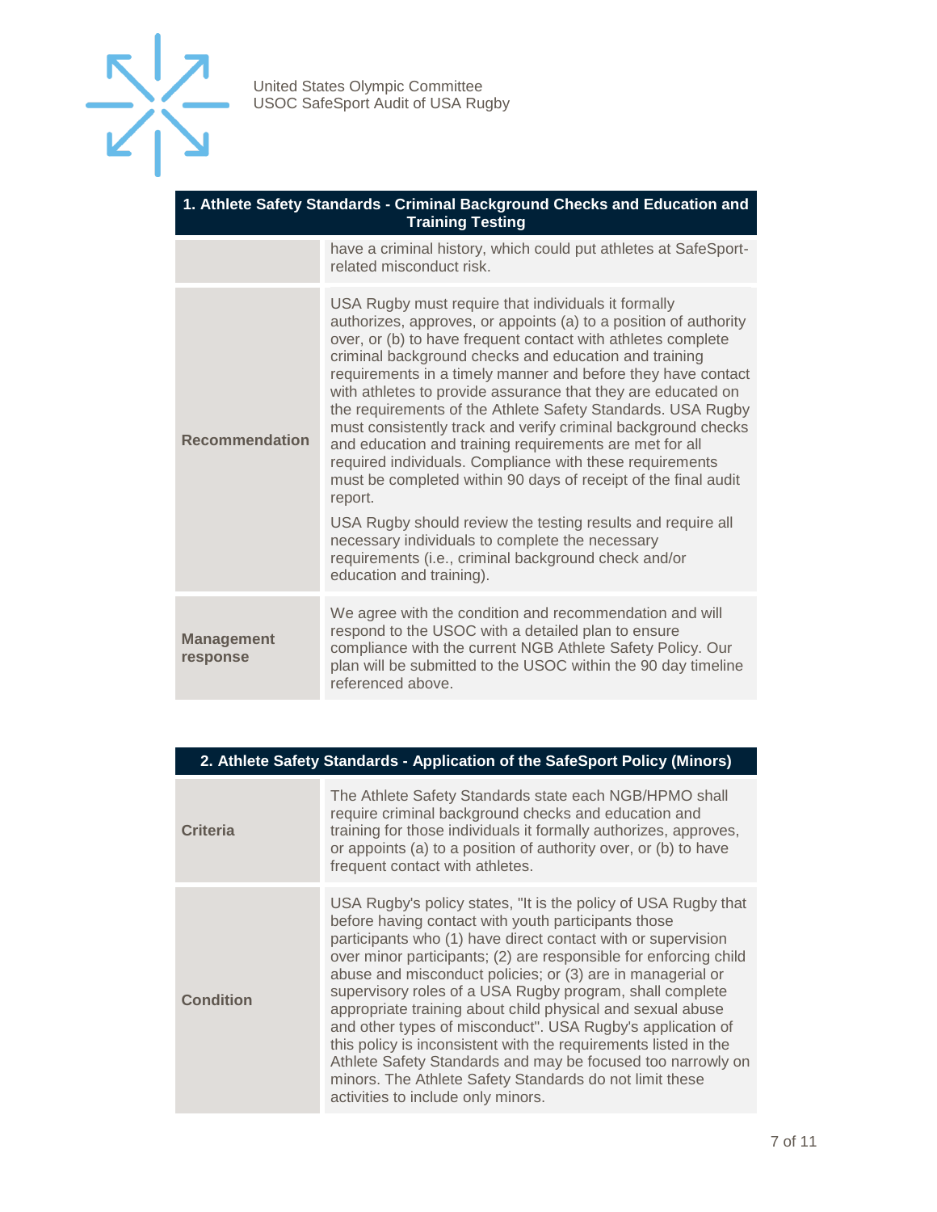| 1. Athlete Safety Standards - Criminal Background Checks and Education and Training Testing | |
|---|---|
| | have a criminal history, which could put athletes at SafeSport-related misconduct risk. |
| **Recommendation** | USA Rugby must require that individuals it formally authorizes, approves, or appoints (a) to a position of authority over, or (b) to have frequent contact with athletes complete criminal background checks and education and training requirements in a timely manner and before they have contact with athletes to provide assurance that they are educated on the requirements of the Athlete Safety Standards. USA Rugby must consistently track and verify criminal background checks and education and training requirements are met for all required individuals. Compliance with these requirements must be completed within 90 days of receipt of the final audit report.<br><br>USA Rugby should review the testing results and require all necessary individuals to complete the necessary requirements (i.e., criminal background check and/or education and training). |
| **Management response** | We agree with the condition and recommendation and will respond to the USOC with a detailed plan to ensure compliance with the current NGB Athlete Safety Policy. Our plan will be submitted to the USOC within the 90 day timeline referenced above. |

| 2. Athlete Safety Standards - Application of the SafeSport Policy (Minors) | |
|---|---|
| **Criteria** | The Athlete Safety Standards state each NGB/HPMO shall require criminal background checks and education and training for those individuals it formally authorizes, approves, or appoints (a) to a position of authority over, or (b) to have frequent contact with athletes. |
| **Condition** | USA Rugby's policy states, "It is the policy of USA Rugby that before having contact with youth participants those participants who (1) have direct contact with or supervision over minor participants; (2) are responsible for enforcing child abuse and misconduct policies; or (3) are in managerial or supervisory roles of a USA Rugby program, shall complete appropriate training about child physical and sexual abuse and other types of misconduct". USA Rugby's application of this policy is inconsistent with the requirements listed in the Athlete Safety Standards and may be focused too narrowly on minors. The Athlete Safety Standards do not limit these activities to include only minors. |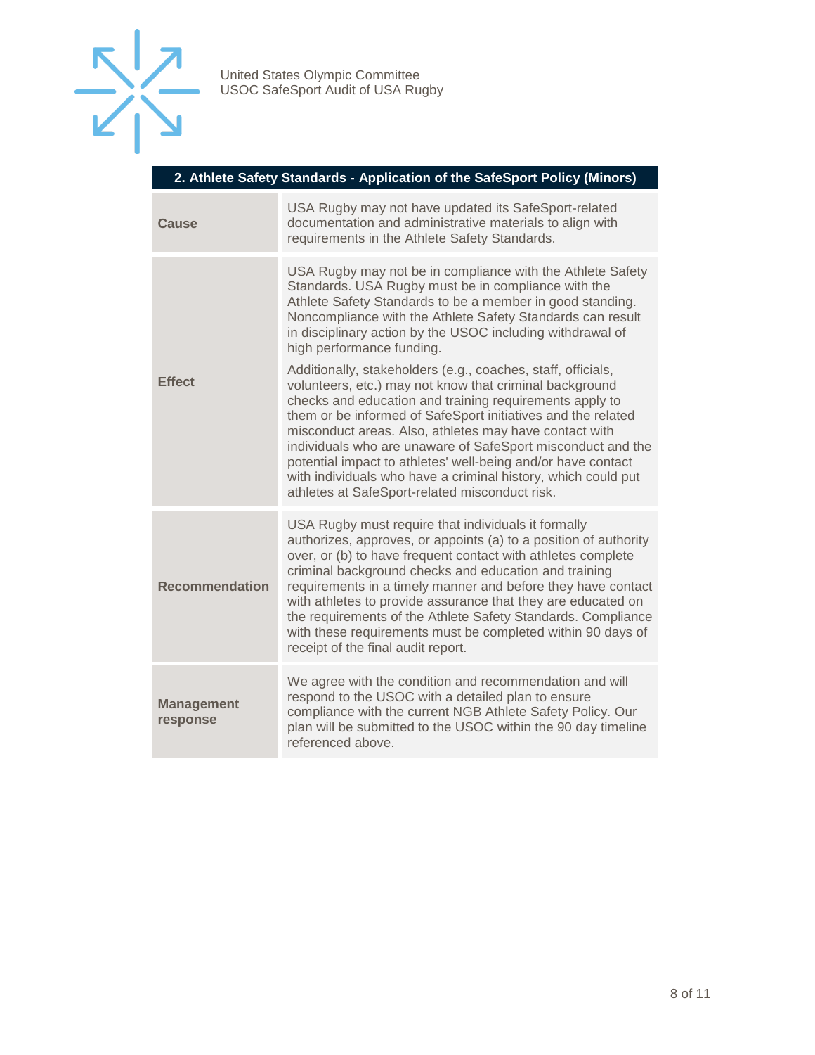| 2. Athlete Safety Standards - Application of the SafeSport Policy (Minors) | |
|---|---|
| **Cause** | USA Rugby may not have updated its SafeSport-related documentation and administrative materials to align with requirements in the Athlete Safety Standards. |
| **Effect** | USA Rugby may not be in compliance with the Athlete Safety Standards. USA Rugby must be in compliance with the Athlete Safety Standards to be a member in good standing. Noncompliance with the Athlete Safety Standards can result in disciplinary action by the USOC including withdrawal of high performance funding.<br><br>Additionally, stakeholders (e.g., coaches, staff, officials, volunteers, etc.) may not know that criminal background checks and education and training requirements apply to them or be informed of SafeSport initiatives and the related misconduct areas. Also, athletes may have contact with individuals who are unaware of SafeSport misconduct and the potential impact to athletes' well-being and/or have contact with individuals who have a criminal history, which could put athletes at SafeSport-related misconduct risk. |
| **Recommendation** | USA Rugby must require that individuals it formally authorizes, approves, or appoints (a) to a position of authority over, or (b) to have frequent contact with athletes complete criminal background checks and education and training requirements in a timely manner and before they have contact with athletes to provide assurance that they are educated on the requirements of the Athlete Safety Standards. Compliance with these requirements must be completed within 90 days of receipt of the final audit report. |
| **Management response** | We agree with the condition and recommendation and will respond to the USOC with a detailed plan to ensure compliance with the current NGB Athlete Safety Policy. Our plan will be submitted to the USOC within the 90 day timeline referenced above. |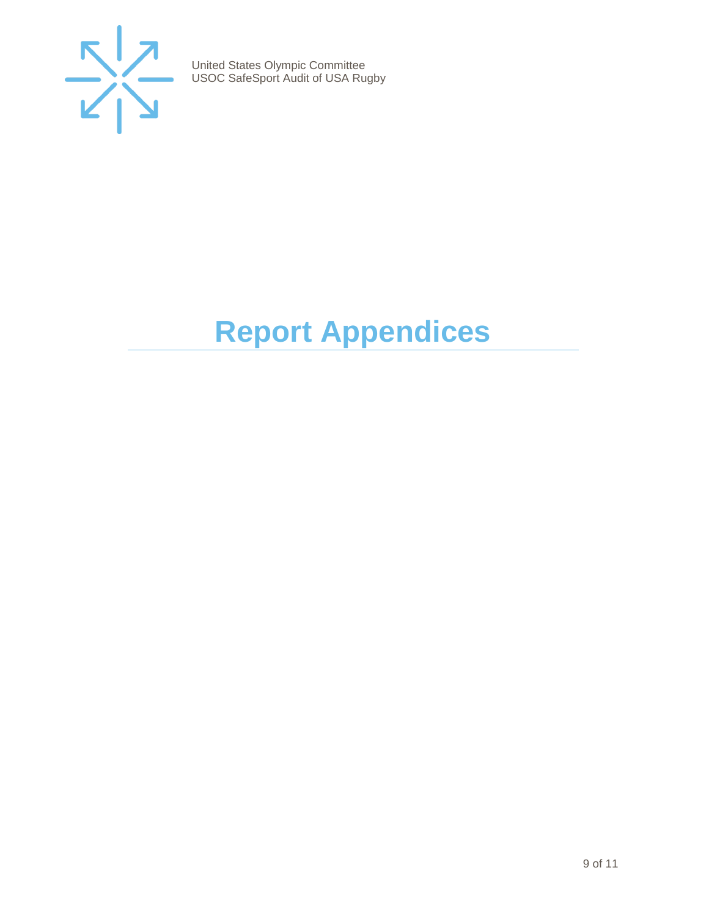# Report Appendices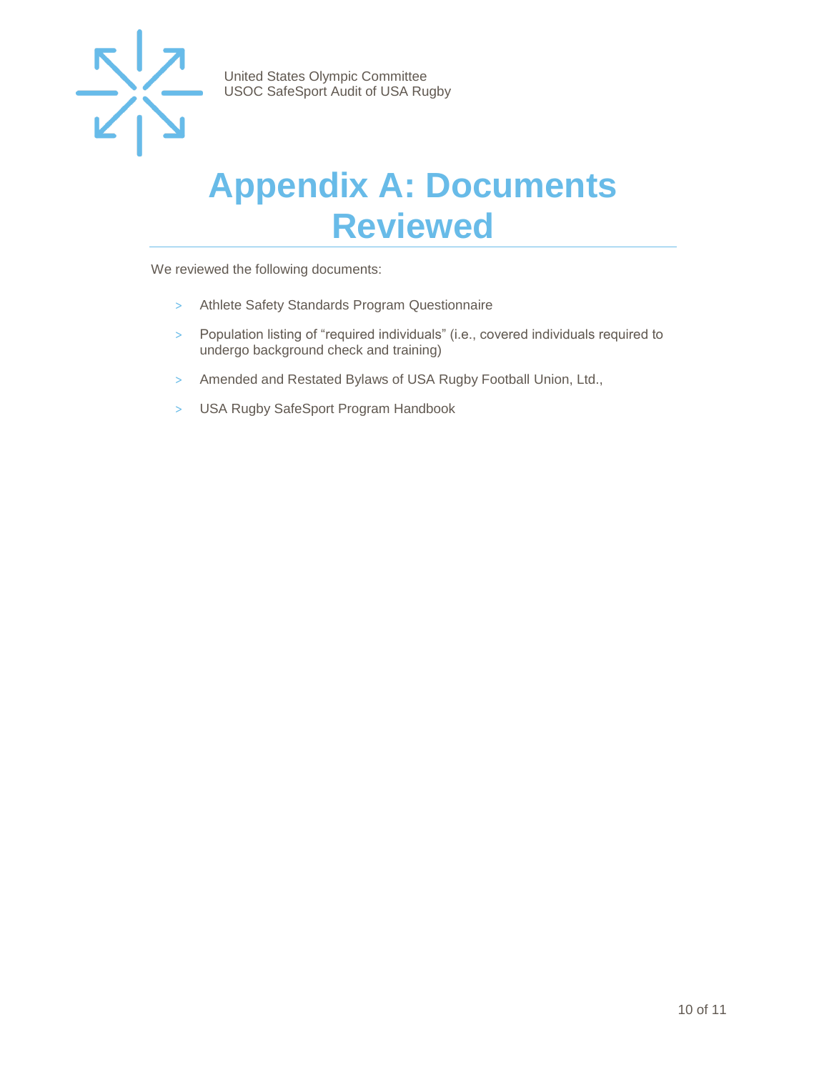# Appendix A: Documents Reviewed

We reviewed the following documents:

- Athlete Safety Standards Program Questionnaire
- Population listing of "required individuals" (i.e., covered individuals required to undergo background check and training)
- Amended and Restated Bylaws of USA Rugby Football Union, Ltd.,
- USA Rugby SafeSport Program Handbook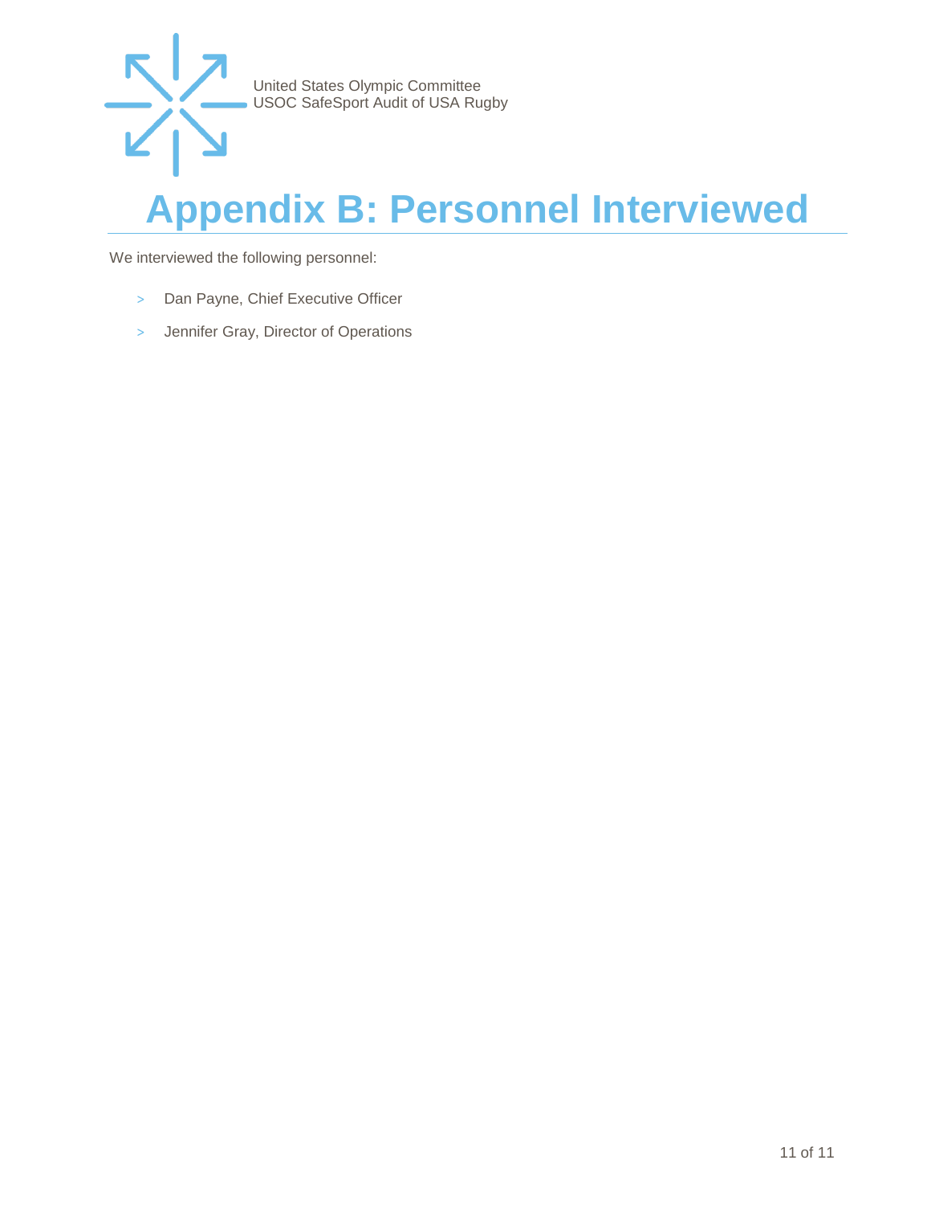# Appendix B: Personnel Interviewed

We interviewed the following personnel:

- Dan Payne, Chief Executive Officer
- Jennifer Gray, Director of Operations